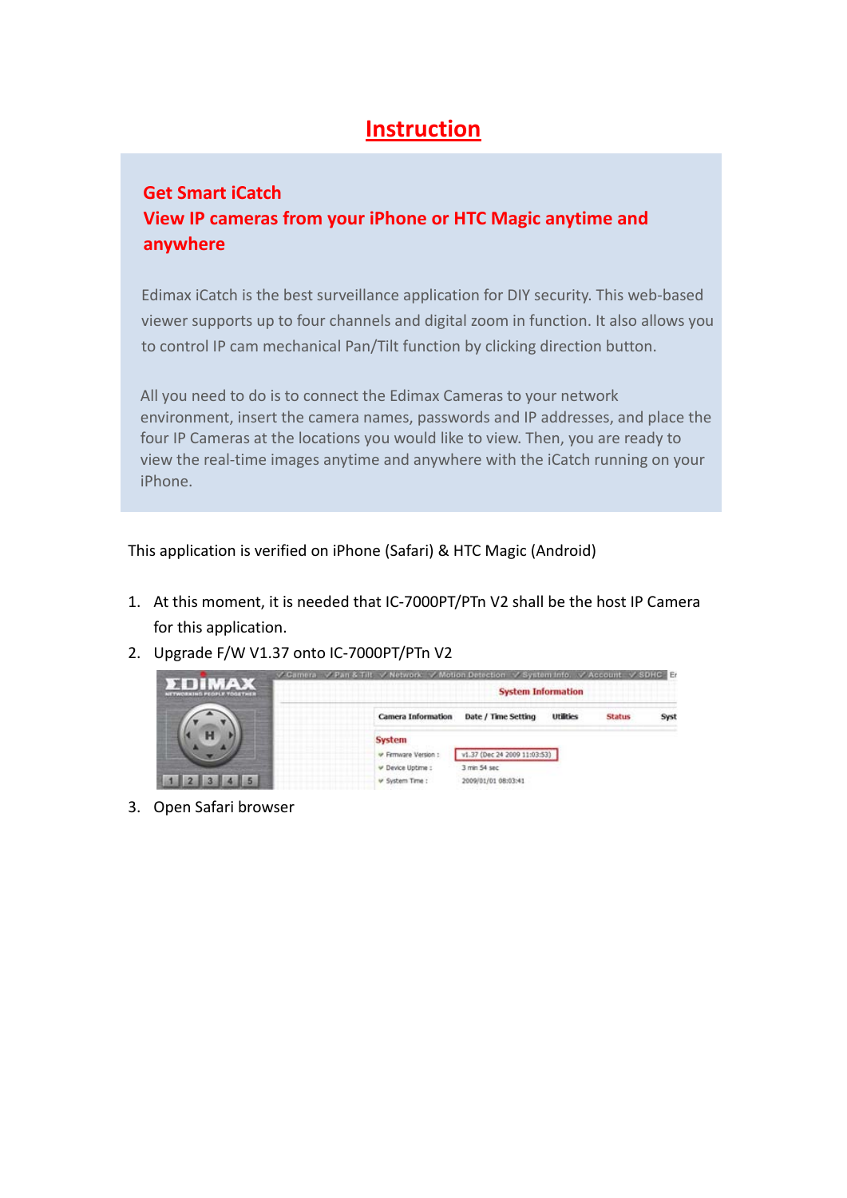# Instruction

## Get Smart iCatch
## View IP cameras from your iPhone or HTC Magic anytime and anywhere

Edimax iCatch is the best surveillance application for DIY security. This web-based viewer supports up to four channels and digital zoom in function. It also allows you to control IP cam mechanical Pan/Tilt function by clicking direction button.

All you need to do is to connect the Edimax Cameras to your network environment, insert the camera names, passwords and IP addresses, and place the four IP Cameras at the locations you would like to view. Then, you are ready to view the real-time images anytime and anywhere with the iCatch running on your iPhone.

This application is verified on iPhone (Safari) & HTC Magic (Android)

1. At this moment, it is needed that IC-7000PT/PTn V2 shall be the host IP Camera for this application.
2. Upgrade F/W V1.37 onto IC-7000PT/PTn V2
3. Open Safari browser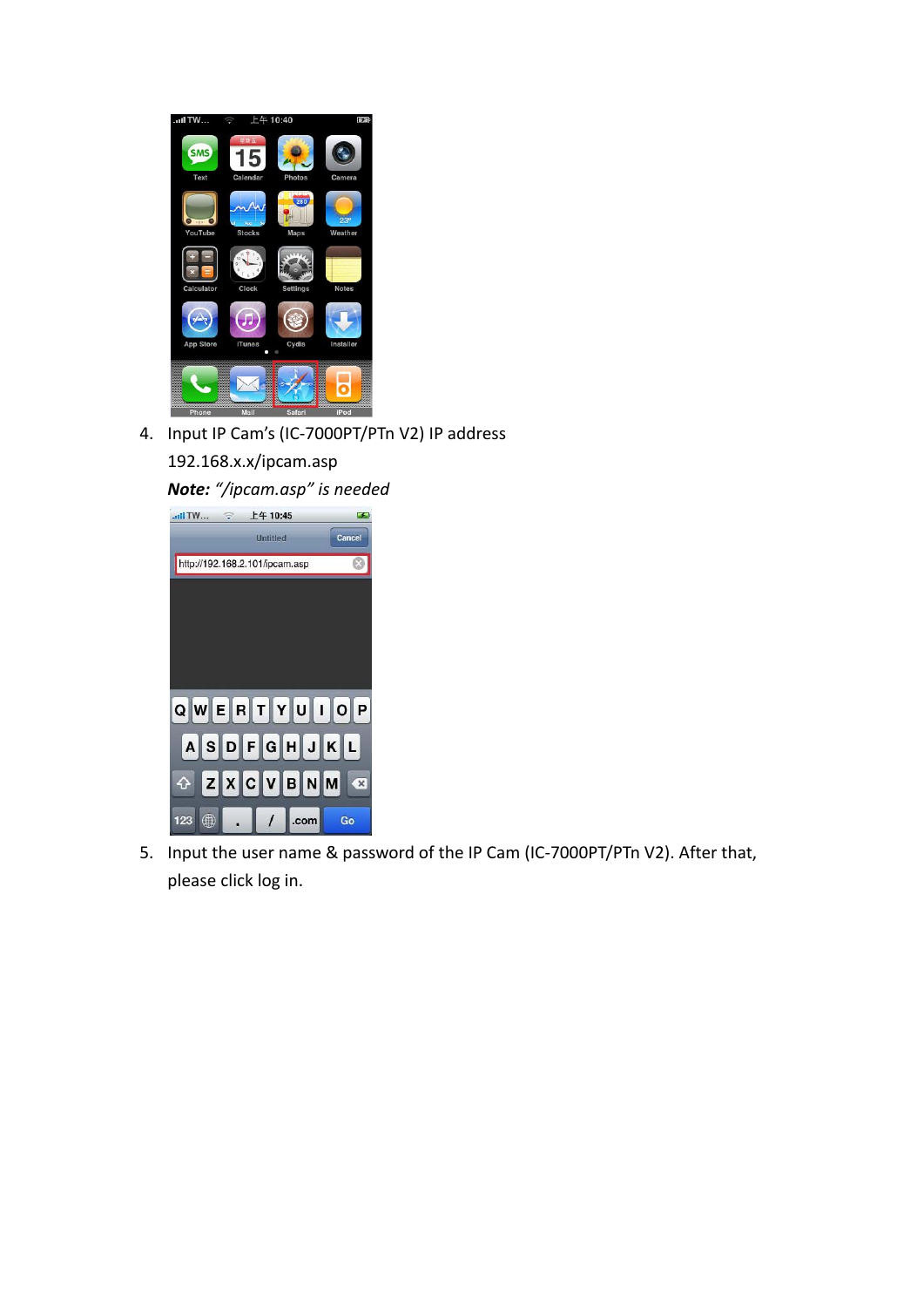4. Input IP Cam's (IC-7000PT/PTn V2) IP address
   192.168.x.x/ipcam.asp
   ***Note:*** *"/ipcam.asp" is needed*

5. Input the user name & password of the IP Cam (IC-7000PT/PTn V2). After that, please click log in.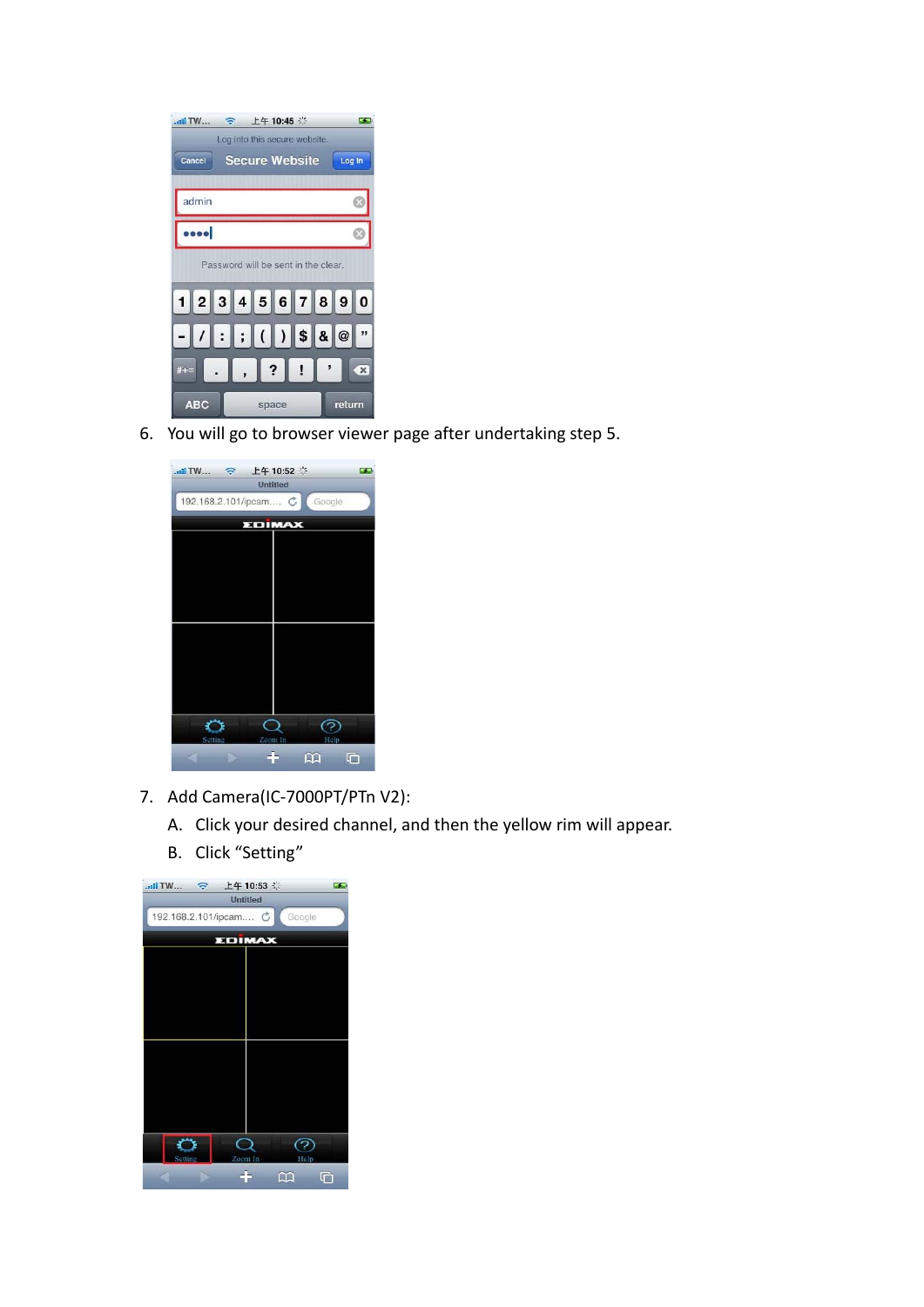6. You will go to browser viewer page after undertaking step 5.

7. Add Camera(IC-7000PT/PTn V2):
   A. Click your desired channel, and then the yellow rim will appear.
   B. Click "Setting"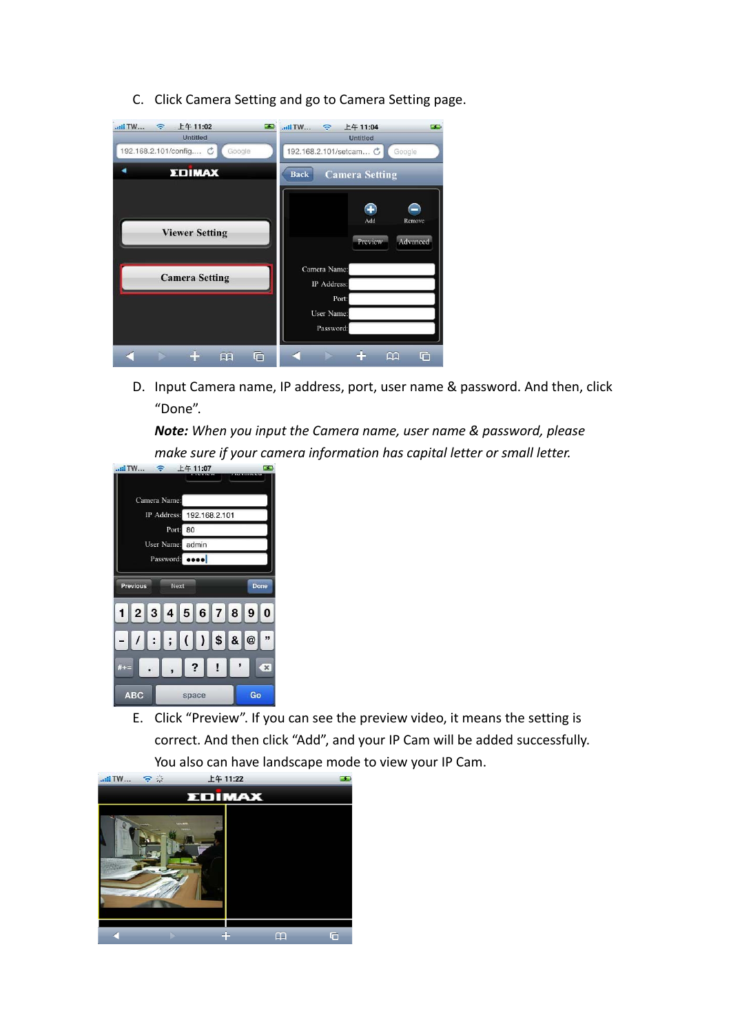C. Click Camera Setting and go to Camera Setting page.

D. Input Camera name, IP address, port, user name & password. And then, click "Done".

*Note: When you input the Camera name, user name & password, please make sure if your camera information has capital letter or small letter.*

E. Click "Preview". If you can see the preview video, it means the setting is correct. And then click "Add", and your IP Cam will be added successfully. You also can have landscape mode to view your IP Cam.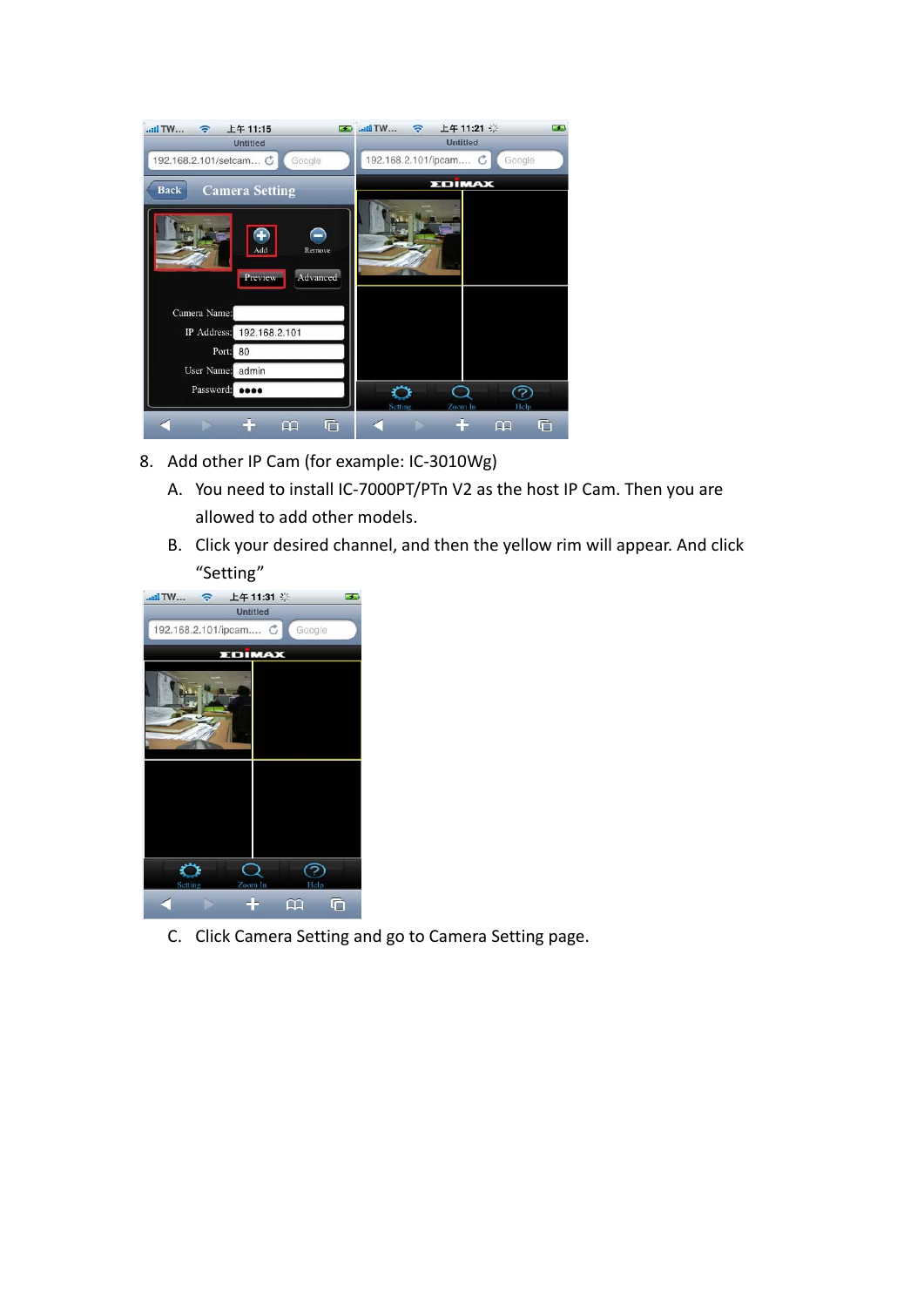8. Add other IP Cam (for example: IC-3010Wg)

    A. You need to install IC-7000PT/PTn V2 as the host IP Cam. Then you are allowed to add other models.

    B. Click your desired channel, and then the yellow rim will appear. And click "Setting"

    C. Click Camera Setting and go to Camera Setting page.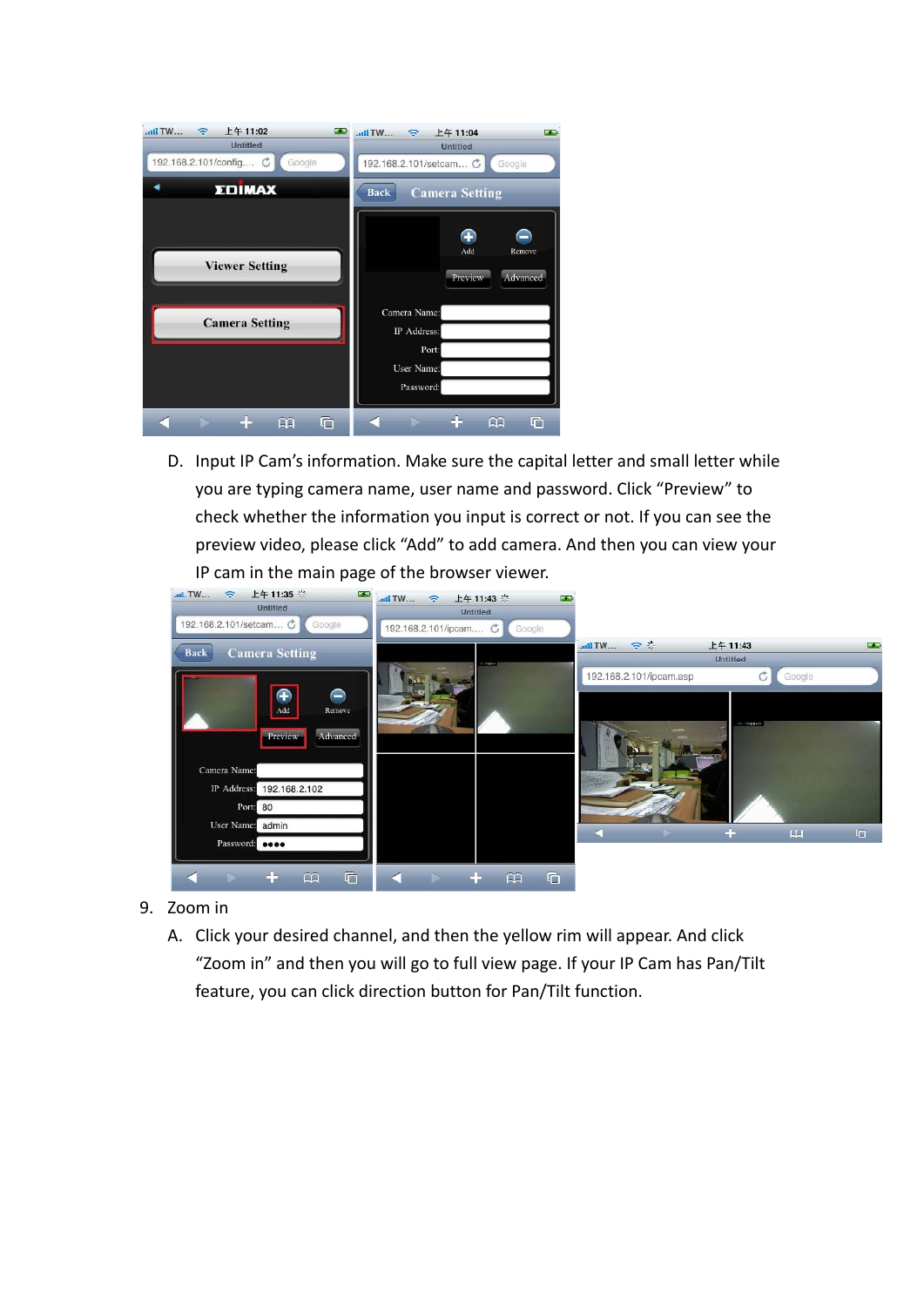D. Input IP Cam's information. Make sure the capital letter and small letter while you are typing camera name, user name and password. Click "Preview" to check whether the information you input is correct or not. If you can see the preview video, please click "Add" to add camera. And then you can view your IP cam in the main page of the browser viewer.

9. Zoom in

   A. Click your desired channel, and then the yellow rim will appear. And click "Zoom in" and then you will go to full view page. If your IP Cam has Pan/Tilt feature, you can click direction button for Pan/Tilt function.